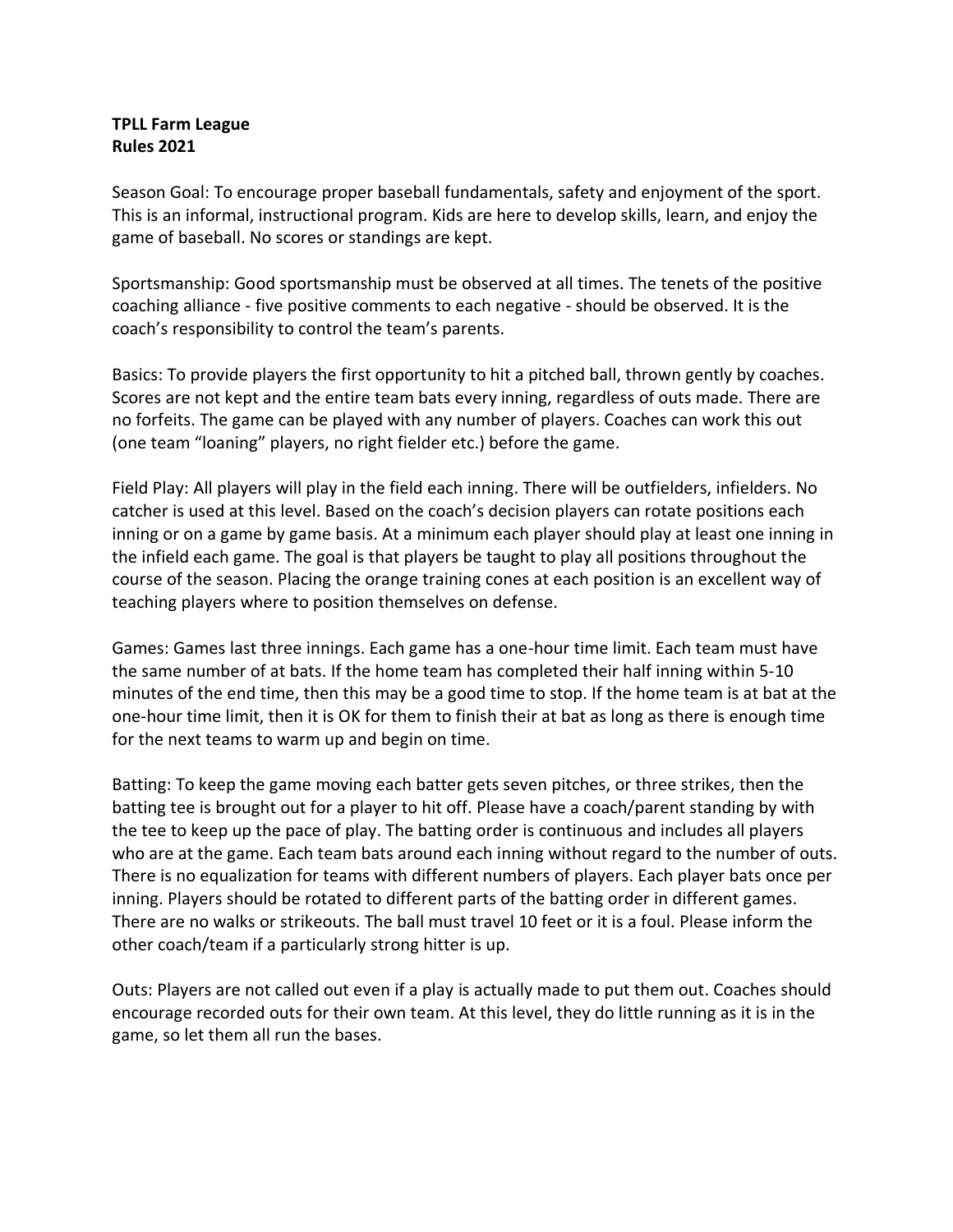**TPLL Farm League**
**Rules 2021**

Season Goal: To encourage proper baseball fundamentals, safety and enjoyment of the sport. This is an informal, instructional program. Kids are here to develop skills, learn, and enjoy the game of baseball. No scores or standings are kept.

Sportsmanship: Good sportsmanship must be observed at all times. The tenets of the positive coaching alliance - five positive comments to each negative - should be observed. It is the coach's responsibility to control the team's parents.

Basics: To provide players the first opportunity to hit a pitched ball, thrown gently by coaches. Scores are not kept and the entire team bats every inning, regardless of outs made. There are no forfeits. The game can be played with any number of players. Coaches can work this out (one team "loaning" players, no right fielder etc.) before the game.

Field Play: All players will play in the field each inning. There will be outfielders, infielders. No catcher is used at this level. Based on the coach's decision players can rotate positions each inning or on a game by game basis. At a minimum each player should play at least one inning in the infield each game. The goal is that players be taught to play all positions throughout the course of the season. Placing the orange training cones at each position is an excellent way of teaching players where to position themselves on defense.

Games: Games last three innings. Each game has a one-hour time limit. Each team must have the same number of at bats. If the home team has completed their half inning within 5-10 minutes of the end time, then this may be a good time to stop. If the home team is at bat at the one-hour time limit, then it is OK for them to finish their at bat as long as there is enough time for the next teams to warm up and begin on time.

Batting: To keep the game moving each batter gets seven pitches, or three strikes, then the batting tee is brought out for a player to hit off. Please have a coach/parent standing by with the tee to keep up the pace of play. The batting order is continuous and includes all players who are at the game. Each team bats around each inning without regard to the number of outs. There is no equalization for teams with different numbers of players. Each player bats once per inning. Players should be rotated to different parts of the batting order in different games. There are no walks or strikeouts. The ball must travel 10 feet or it is a foul. Please inform the other coach/team if a particularly strong hitter is up.

Outs: Players are not called out even if a play is actually made to put them out. Coaches should encourage recorded outs for their own team. At this level, they do little running as it is in the game, so let them all run the bases.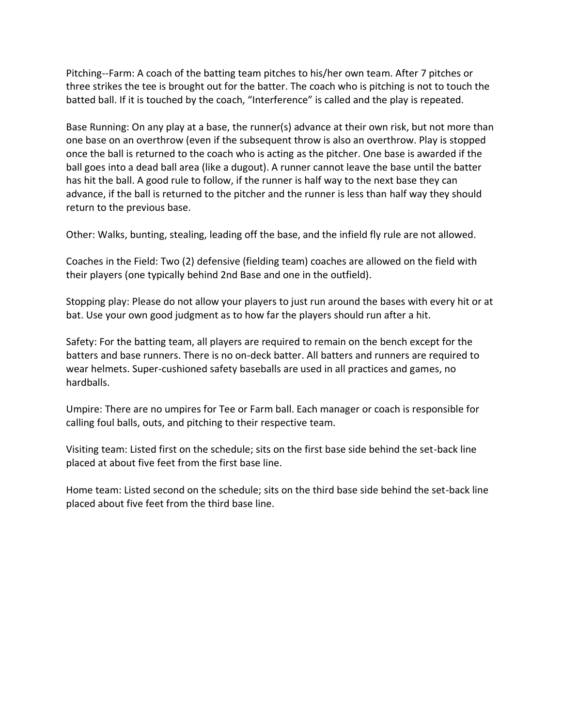Pitching--Farm: A coach of the batting team pitches to his/her own team. After 7 pitches or three strikes the tee is brought out for the batter. The coach who is pitching is not to touch the batted ball. If it is touched by the coach, “Interference” is called and the play is repeated.

Base Running: On any play at a base, the runner(s) advance at their own risk, but not more than one base on an overthrow (even if the subsequent throw is also an overthrow. Play is stopped once the ball is returned to the coach who is acting as the pitcher. One base is awarded if the ball goes into a dead ball area (like a dugout). A runner cannot leave the base until the batter has hit the ball. A good rule to follow, if the runner is half way to the next base they can advance, if the ball is returned to the pitcher and the runner is less than half way they should return to the previous base.

Other: Walks, bunting, stealing, leading off the base, and the infield fly rule are not allowed.

Coaches in the Field: Two (2) defensive (fielding team) coaches are allowed on the field with their players (one typically behind 2nd Base and one in the outfield).

Stopping play: Please do not allow your players to just run around the bases with every hit or at bat. Use your own good judgment as to how far the players should run after a hit.

Safety: For the batting team, all players are required to remain on the bench except for the batters and base runners. There is no on-deck batter. All batters and runners are required to wear helmets. Super-cushioned safety baseballs are used in all practices and games, no hardballs.

Umpire: There are no umpires for Tee or Farm ball. Each manager or coach is responsible for calling foul balls, outs, and pitching to their respective team.

Visiting team: Listed first on the schedule; sits on the first base side behind the set-back line placed at about five feet from the first base line.

Home team: Listed second on the schedule; sits on the third base side behind the set-back line placed about five feet from the third base line.